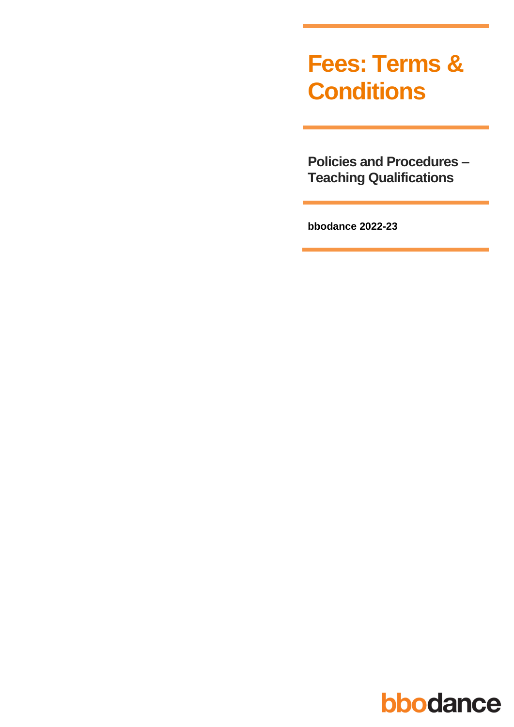# Fees: Terms & Conditions

## Policies and Procedures – Teaching Qualifications

**bbodance 2022-23**

bbodance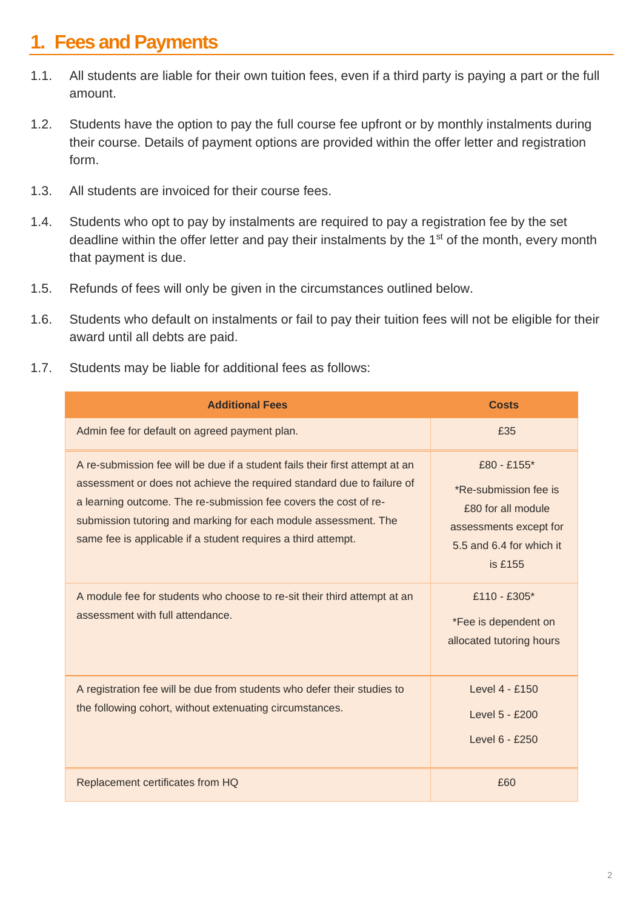# 1. Fees and Payments

1.1. All students are liable for their own tuition fees, even if a third party is paying a part or the full amount.

1.2. Students have the option to pay the full course fee upfront or by monthly instalments during their course. Details of payment options are provided within the offer letter and registration form.

1.3. All students are invoiced for their course fees.

1.4. Students who opt to pay by instalments are required to pay a registration fee by the set deadline within the offer letter and pay their instalments by the 1st of the month, every month that payment is due.

1.5. Refunds of fees will only be given in the circumstances outlined below.

1.6. Students who default on instalments or fail to pay their tuition fees will not be eligible for their award until all debts are paid.

1.7. Students may be liable for additional fees as follows:

| Additional Fees | Costs |
|---|---|
| Admin fee for default on agreed payment plan. | £35 |
| A re-submission fee will be due if a student fails their first attempt at an assessment or does not achieve the required standard due to failure of a learning outcome. The re-submission fee covers the cost of re-submission tutoring and marking for each module assessment. The same fee is applicable if a student requires a third attempt. | £80 - £155* <br> *Re-submission fee is £80 for all module assessments except for 5.5 and 6.4 for which it is £155 |
| A module fee for students who choose to re-sit their third attempt at an assessment with full attendance. | £110 - £305* <br> *Fee is dependent on allocated tutoring hours |
| A registration fee will be due from students who defer their studies to the following cohort, without extenuating circumstances. | Level 4 - £150 <br> Level 5 - £200 <br> Level 6 - £250 |
| Replacement certificates from HQ | £60 |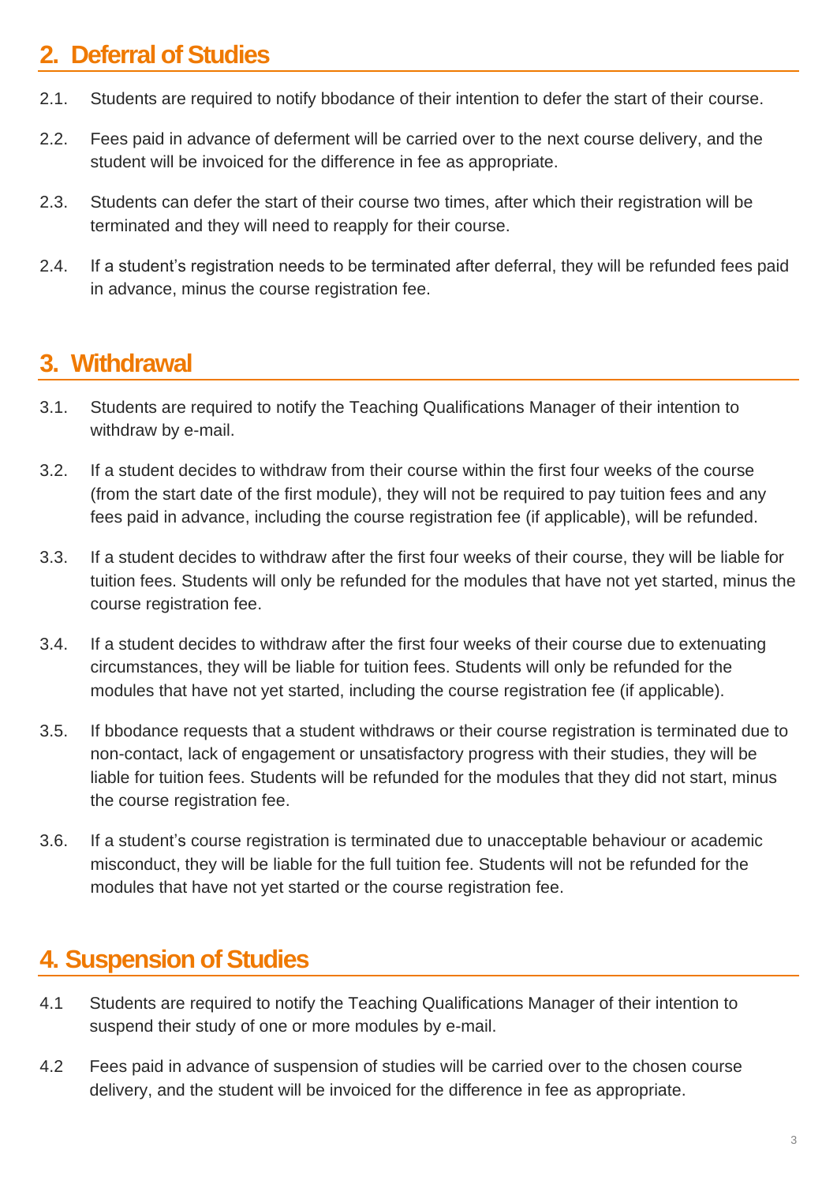## 2. Deferral of Studies

2.1. Students are required to notify bbodance of their intention to defer the start of their course.

2.2. Fees paid in advance of deferment will be carried over to the next course delivery, and the student will be invoiced for the difference in fee as appropriate.

2.3. Students can defer the start of their course two times, after which their registration will be terminated and they will need to reapply for their course.

2.4. If a student's registration needs to be terminated after deferral, they will be refunded fees paid in advance, minus the course registration fee.

## 3. Withdrawal

3.1. Students are required to notify the Teaching Qualifications Manager of their intention to withdraw by e-mail.

3.2. If a student decides to withdraw from their course within the first four weeks of the course (from the start date of the first module), they will not be required to pay tuition fees and any fees paid in advance, including the course registration fee (if applicable), will be refunded.

3.3. If a student decides to withdraw after the first four weeks of their course, they will be liable for tuition fees. Students will only be refunded for the modules that have not yet started, minus the course registration fee.

3.4. If a student decides to withdraw after the first four weeks of their course due to extenuating circumstances, they will be liable for tuition fees. Students will only be refunded for the modules that have not yet started, including the course registration fee (if applicable).

3.5. If bbodance requests that a student withdraws or their course registration is terminated due to non-contact, lack of engagement or unsatisfactory progress with their studies, they will be liable for tuition fees. Students will be refunded for the modules that they did not start, minus the course registration fee.

3.6. If a student's course registration is terminated due to unacceptable behaviour or academic misconduct, they will be liable for the full tuition fee. Students will not be refunded for the modules that have not yet started or the course registration fee.

## 4. Suspension of Studies

4.1 Students are required to notify the Teaching Qualifications Manager of their intention to suspend their study of one or more modules by e-mail.

4.2 Fees paid in advance of suspension of studies will be carried over to the chosen course delivery, and the student will be invoiced for the difference in fee as appropriate.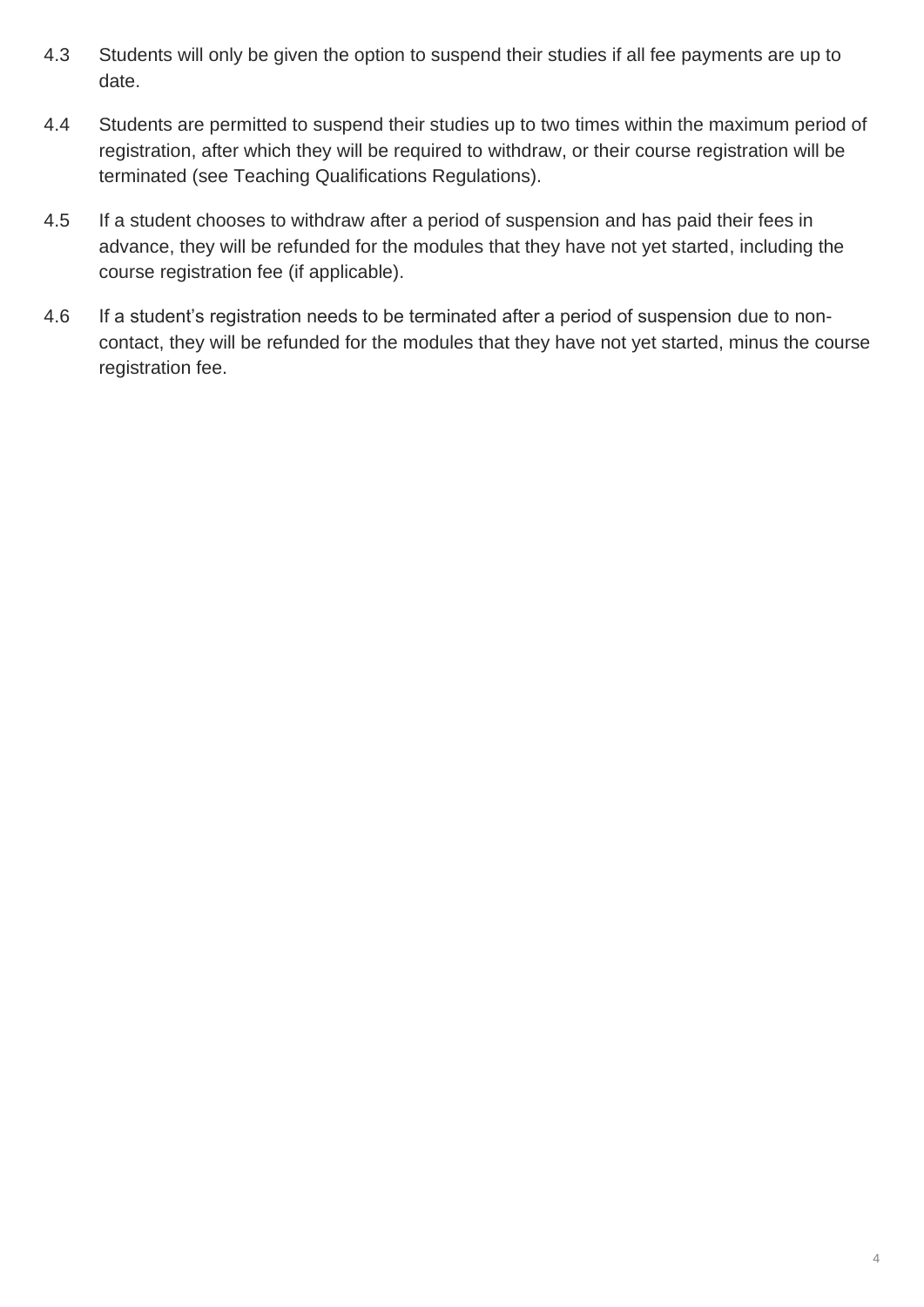4.3 Students will only be given the option to suspend their studies if all fee payments are up to date.

4.4 Students are permitted to suspend their studies up to two times within the maximum period of registration, after which they will be required to withdraw, or their course registration will be terminated (see Teaching Qualifications Regulations).

4.5 If a student chooses to withdraw after a period of suspension and has paid their fees in advance, they will be refunded for the modules that they have not yet started, including the course registration fee (if applicable).

4.6 If a student's registration needs to be terminated after a period of suspension due to non-contact, they will be refunded for the modules that they have not yet started, minus the course registration fee.